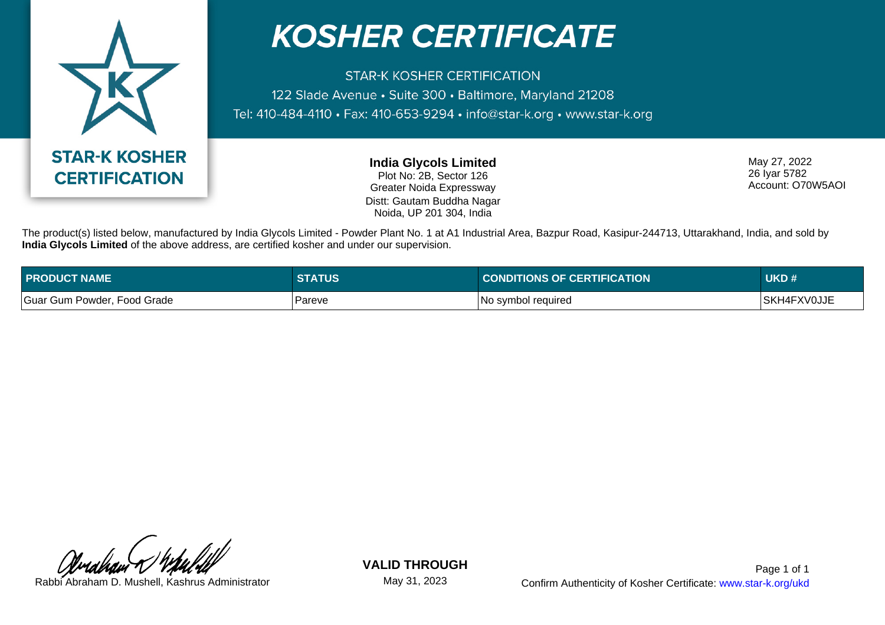# KOSHER CERTIFICATE

STAR-K KOSHER CERTIFICATION
122 Slade Avenue • Suite 300 • Baltimore, Maryland 21208
Tel: 410-484-4110 • Fax: 410-653-9294 • info@star-k.org • www.star-k.org

**STAR-K KOSHER CERTIFICATION**

**India Glycols Limited**
Plot No: 2B, Sector 126
Greater Noida Expressway
Distt: Gautam Buddha Nagar
Noida, UP 201 304, India

May 27, 2022
26 Iyar 5782
Account: O70W5AOI

The product(s) listed below, manufactured by India Glycols Limited - Powder Plant No. 1 at A1 Industrial Area, Bazpur Road, Kasipur-244713, Uttarakhand, India, and sold by **India Glycols Limited** of the above address, are certified kosher and under our supervision.

| PRODUCT NAME | STATUS | CONDITIONS OF CERTIFICATION | UKD # |
|---|---|---|---|
| Guar Gum Powder, Food Grade | Pareve | No symbol required | SKH4FXV0JJE |

Rabbi Abraham D. Mushell, Kashrus Administrator

**VALID THROUGH**
May 31, 2023

Confirm Authenticity of Kosher Certificate: www.star-k.org/ukd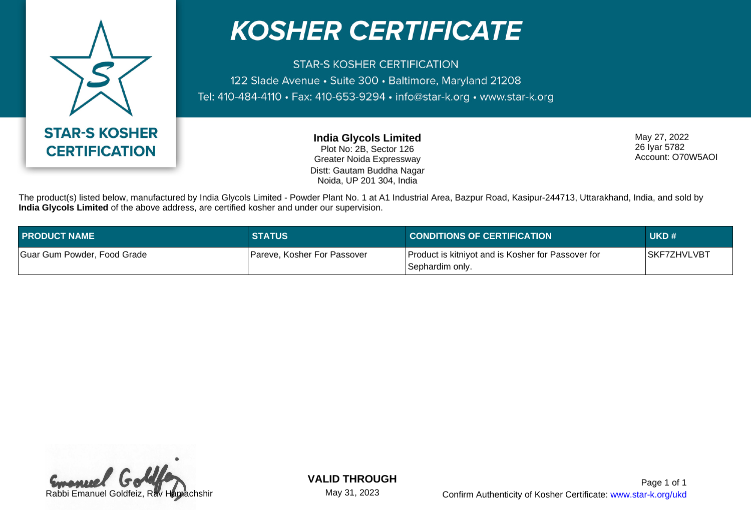# KOSHER CERTIFICATE

STAR-S KOSHER CERTIFICATION
122 Slade Avenue • Suite 300 • Baltimore, Maryland 21208
Tel: 410-484-4110 • Fax: 410-653-9294 • info@star-k.org • www.star-k.org

**STAR-S KOSHER CERTIFICATION**

**India Glycols Limited**
Plot No: 2B, Sector 126
Greater Noida Expressway
Distt: Gautam Buddha Nagar
Noida, UP 201 304, India

May 27, 2022
26 Iyar 5782
Account: O70W5AOI

The product(s) listed below, manufactured by India Glycols Limited - Powder Plant No. 1 at A1 Industrial Area, Bazpur Road, Kasipur-244713, Uttarakhand, India, and sold by **India Glycols Limited** of the above address, are certified kosher and under our supervision.

| PRODUCT NAME | STATUS | CONDITIONS OF CERTIFICATION | UKD # |
|---|---|---|---|
| Guar Gum Powder, Food Grade | Pareve, Kosher For Passover | Product is kitniyot and is Kosher for Passover for Sephardim only. | SKF7ZHVLVBT |

Rabbi Emanuel Goldfeiz, Rav Hamachshir

**VALID THROUGH**
May 31, 2023

Confirm Authenticity of Kosher Certificate: www.star-k.org/ukd